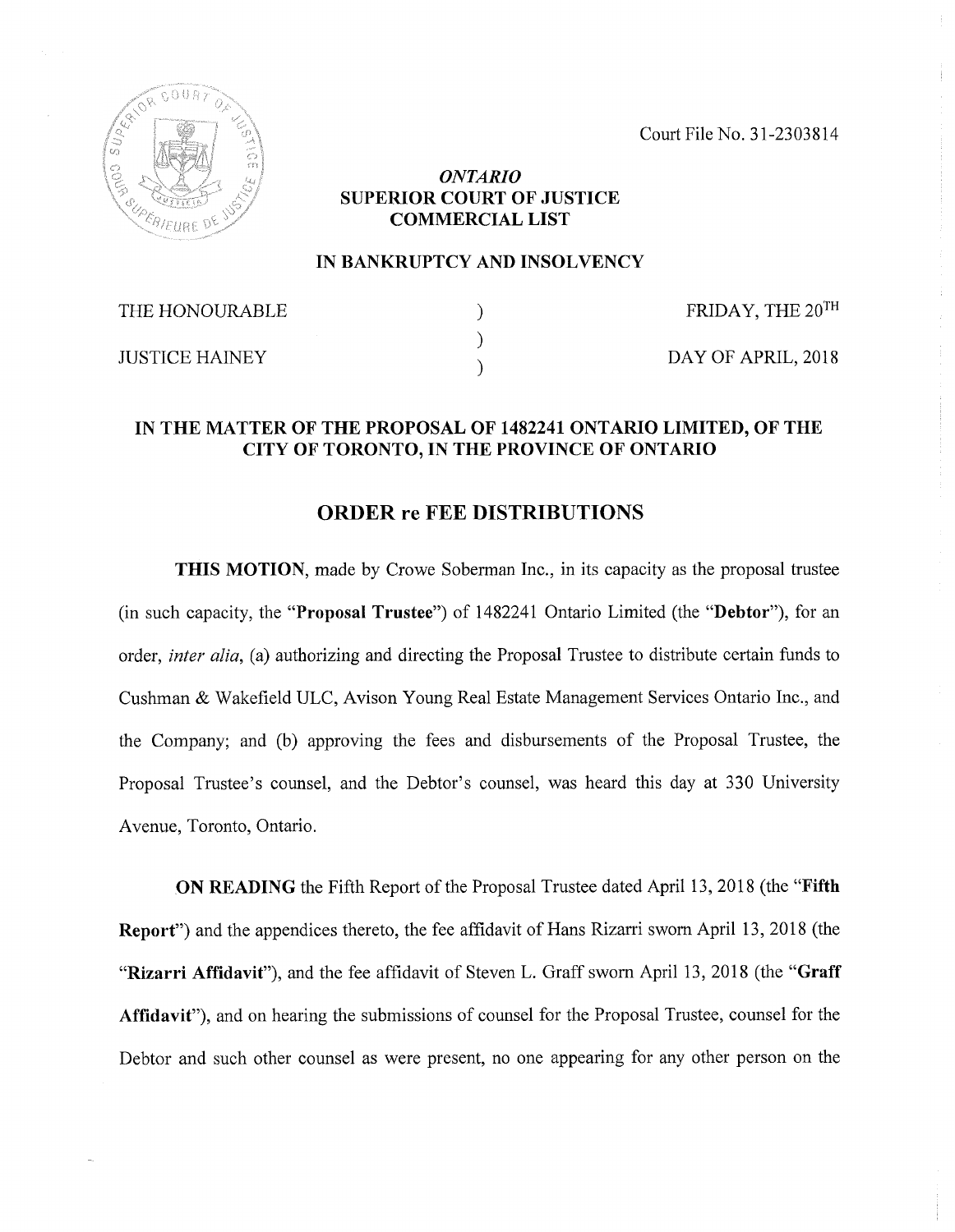Court File No. 31-2303814

*ONTARIO*
**SUPERIOR COURT OF JUSTICE**
**COMMERCIAL LIST**

**IN BANKRUPTCY AND INSOLVENCY**

| | | |
|---|---|---|
| THE HONOURABLE | ) | FRIDAY, THE 20TH |
| | ) | |
| JUSTICE HAINEY | ) | DAY OF APRIL, 2018 |

**IN THE MATTER OF THE PROPOSAL OF 1482241 ONTARIO LIMITED, OF THE CITY OF TORONTO, IN THE PROVINCE OF ONTARIO**

## ORDER re FEE DISTRIBUTIONS

**THIS MOTION**, made by Crowe Soberman Inc., in its capacity as the proposal trustee (in such capacity, the "**Proposal Trustee**") of 1482241 Ontario Limited (the "**Debtor**"), for an order, *inter alia*, (a) authorizing and directing the Proposal Trustee to distribute certain funds to Cushman & Wakefield ULC, Avison Young Real Estate Management Services Ontario Inc., and the Company; and (b) approving the fees and disbursements of the Proposal Trustee, the Proposal Trustee's counsel, and the Debtor's counsel, was heard this day at 330 University Avenue, Toronto, Ontario.

**ON READING** the Fifth Report of the Proposal Trustee dated April 13, 2018 (the "**Fifth Report**") and the appendices thereto, the fee affidavit of Hans Rizarri sworn April 13, 2018 (the "**Rizarri Affidavit**"), and the fee affidavit of Steven L. Graff sworn April 13, 2018 (the "**Graff Affidavit**"), and on hearing the submissions of counsel for the Proposal Trustee, counsel for the Debtor and such other counsel as were present, no one appearing for any other person on the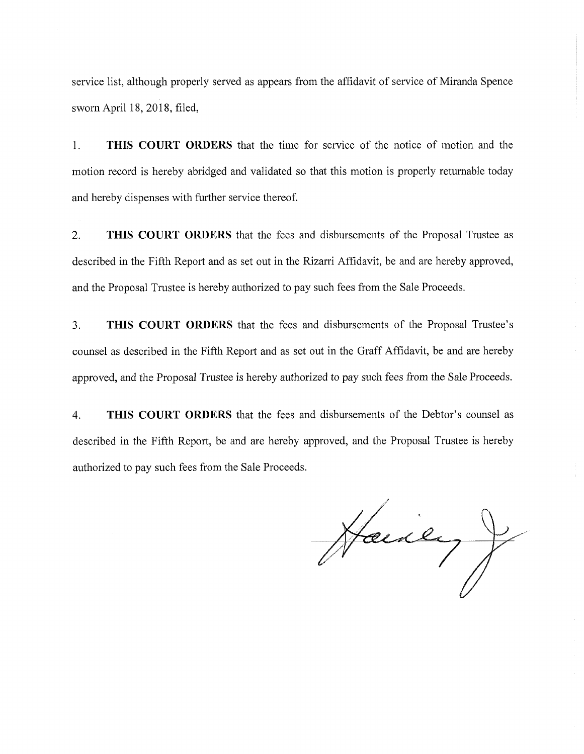service list, although properly served as appears from the affidavit of service of Miranda Spence sworn April 18, 2018, filed,

1. **THIS COURT ORDERS** that the time for service of the notice of motion and the motion record is hereby abridged and validated so that this motion is properly returnable today and hereby dispenses with further service thereof.

2. **THIS COURT ORDERS** that the fees and disbursements of the Proposal Trustee as described in the Fifth Report and as set out in the Rizarri Affidavit, be and are hereby approved, and the Proposal Trustee is hereby authorized to pay such fees from the Sale Proceeds.

3. **THIS COURT ORDERS** that the fees and disbursements of the Proposal Trustee's counsel as described in the Fifth Report and as set out in the Graff Affidavit, be and are hereby approved, and the Proposal Trustee is hereby authorized to pay such fees from the Sale Proceeds.

4. **THIS COURT ORDERS** that the fees and disbursements of the Debtor's counsel as described in the Fifth Report, be and are hereby approved, and the Proposal Trustee is hereby authorized to pay such fees from the Sale Proceeds.

Hainey J.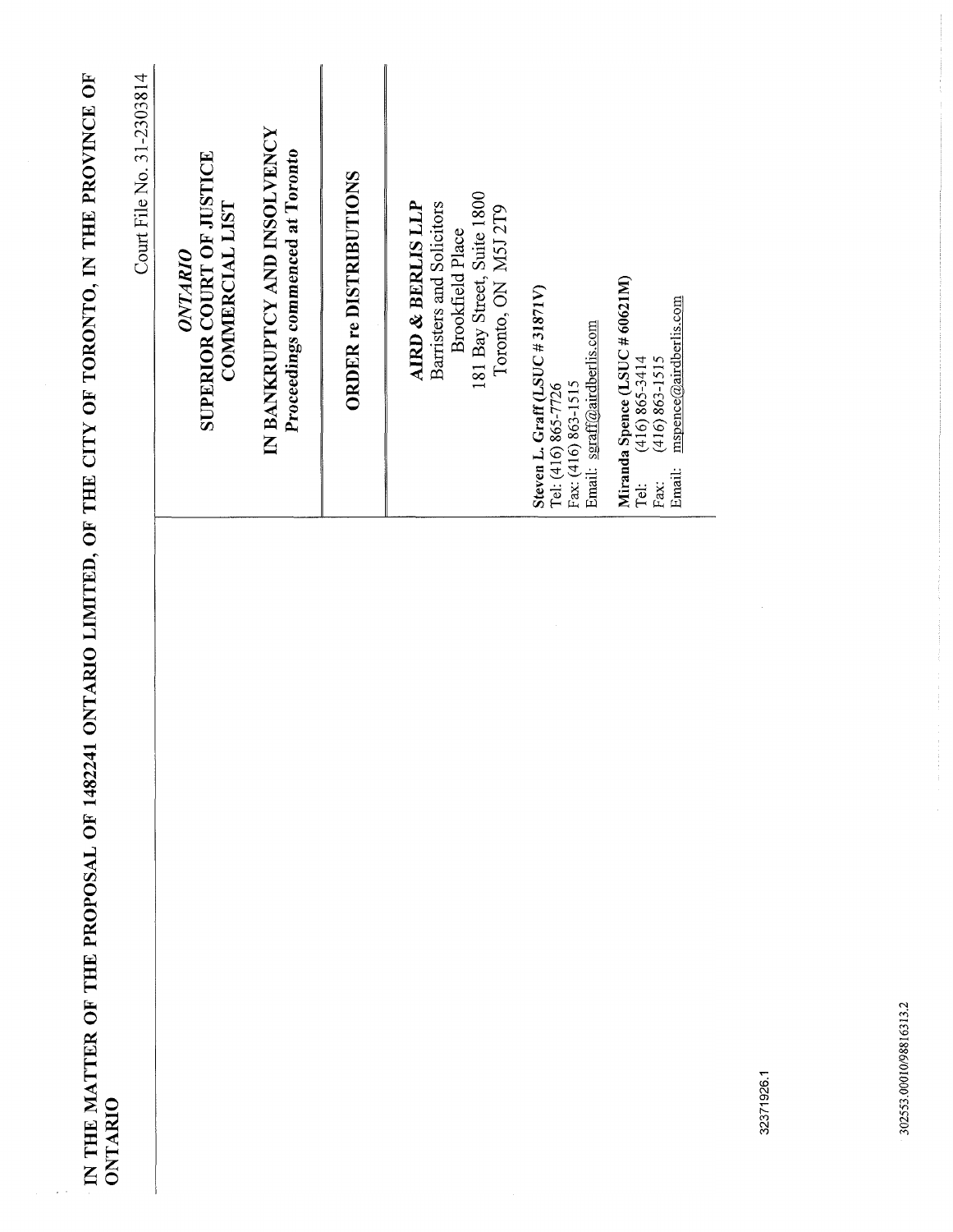IN THE MATTER OF THE PROPOSAL OF 1482241 ONTARIO LIMITED, OF THE CITY OF TORONTO, IN THE PROVINCE OF ONTARIO

Court File No. 31-2303814

***ONTARIO***
**SUPERIOR COURT OF JUSTICE**
**COMMERCIAL LIST**

**IN BANKRUPTCY AND INSOLVENCY**
**Proceedings commenced at Toronto**

**ORDER re DISTRIBUTIONS**

**AIRD & BERLIS LLP**
Barristers and Solicitors
Brookfield Place
181 Bay Street, Suite 1800
Toronto, ON M5J 2T9

**Steven L. Graff (LSUC # 31871V)**
Tel: (416) 865-7726
Fax: (416) 863-1515
Email: sgraff@airdberlis.com

**Miranda Spence (LSUC # 60621M)**
Tel: (416) 865-3414
Fax: (416) 863-1515
Email: mspence@airdberlis.com

32371926.1

302553.00010/98816313.2